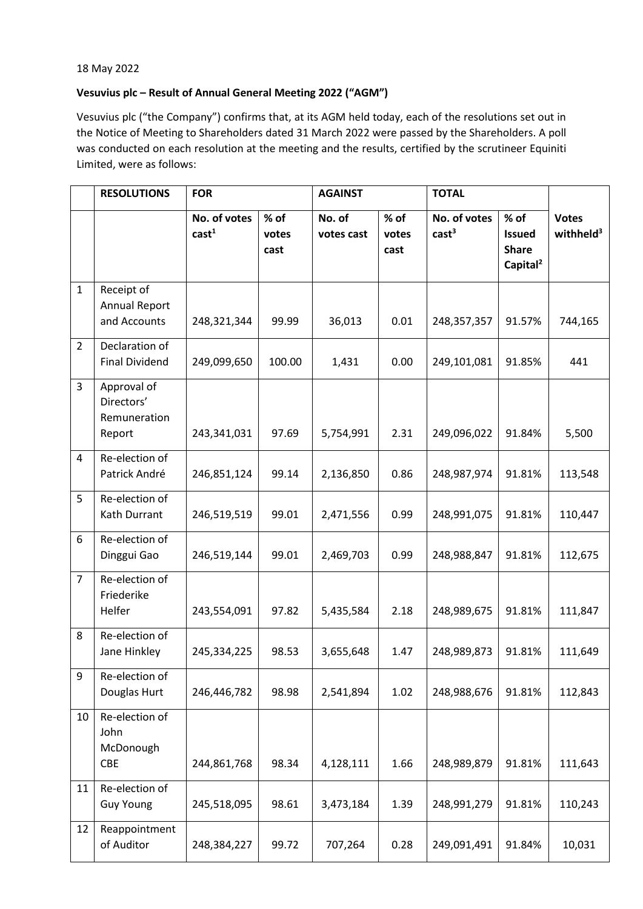18 May 2022

**Vesuvius plc – Result of Annual General Meeting 2022 ("AGM")**

Vesuvius plc ("the Company") confirms that, at its AGM held today, each of the resolutions set out in the Notice of Meeting to Shareholders dated 31 March 2022 were passed by the Shareholders. A poll was conducted on each resolution at the meeting and the results, certified by the scrutineer Equiniti Limited, were as follows:

| | RESOLUTIONS | FOR | | AGAINST | | TOTAL | | |
|---|---|---|---|---|---|---|---|---|
| | | No. of votes cast[1] | % of votes cast | No. of votes cast | % of votes cast | No. of votes cast[3] | % of Issued Share Capital[2] | Votes withheld[3] |
| 1 | Receipt of Annual Report and Accounts | 248,321,344 | 99.99 | 36,013 | 0.01 | 248,357,357 | 91.57% | 744,165 |
| 2 | Declaration of Final Dividend | 249,099,650 | 100.00 | 1,431 | 0.00 | 249,101,081 | 91.85% | 441 |
| 3 | Approval of Directors' Remuneration Report | 243,341,031 | 97.69 | 5,754,991 | 2.31 | 249,096,022 | 91.84% | 5,500 |
| 4 | Re-election of Patrick André | 246,851,124 | 99.14 | 2,136,850 | 0.86 | 248,987,974 | 91.81% | 113,548 |
| 5 | Re-election of Kath Durrant | 246,519,519 | 99.01 | 2,471,556 | 0.99 | 248,991,075 | 91.81% | 110,447 |
| 6 | Re-election of Dinggui Gao | 246,519,144 | 99.01 | 2,469,703 | 0.99 | 248,988,847 | 91.81% | 112,675 |
| 7 | Re-election of Friederike Helfer | 243,554,091 | 97.82 | 5,435,584 | 2.18 | 248,989,675 | 91.81% | 111,847 |
| 8 | Re-election of Jane Hinkley | 245,334,225 | 98.53 | 3,655,648 | 1.47 | 248,989,873 | 91.81% | 111,649 |
| 9 | Re-election of Douglas Hurt | 246,446,782 | 98.98 | 2,541,894 | 1.02 | 248,988,676 | 91.81% | 112,843 |
| 10 | Re-election of John McDonough CBE | 244,861,768 | 98.34 | 4,128,111 | 1.66 | 248,989,879 | 91.81% | 111,643 |
| 11 | Re-election of Guy Young | 245,518,095 | 98.61 | 3,473,184 | 1.39 | 248,991,279 | 91.81% | 110,243 |
| 12 | Reappointment of Auditor | 248,384,227 | 99.72 | 707,264 | 0.28 | 249,091,491 | 91.84% | 10,031 |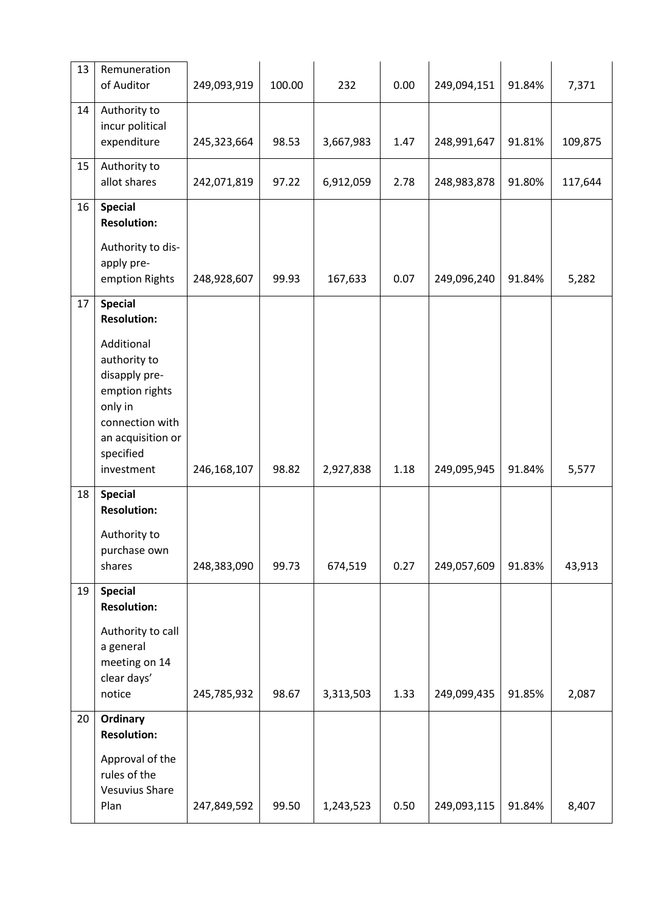| | | | | | | | | |
|---|---|---|---|---|---|---|---|---|
| 13 | Remuneration of Auditor | 249,093,919 | 100.00 | 232 | 0.00 | 249,094,151 | 91.84% | 7,371 |
| 14 | Authority to incur political expenditure | 245,323,664 | 98.53 | 3,667,983 | 1.47 | 248,991,647 | 91.81% | 109,875 |
| 15 | Authority to allot shares | 242,071,819 | 97.22 | 6,912,059 | 2.78 | 248,983,878 | 91.80% | 117,644 |
| 16 | **Special Resolution:** Authority to dis-apply pre-emption Rights | 248,928,607 | 99.93 | 167,633 | 0.07 | 249,096,240 | 91.84% | 5,282 |
| 17 | **Special Resolution:** Additional authority to disapply pre-emption rights only in connection with an acquisition or specified investment | 246,168,107 | 98.82 | 2,927,838 | 1.18 | 249,095,945 | 91.84% | 5,577 |
| 18 | **Special Resolution:** Authority to purchase own shares | 248,383,090 | 99.73 | 674,519 | 0.27 | 249,057,609 | 91.83% | 43,913 |
| 19 | **Special Resolution:** Authority to call a general meeting on 14 clear days' notice | 245,785,932 | 98.67 | 3,313,503 | 1.33 | 249,099,435 | 91.85% | 2,087 |
| 20 | **Ordinary Resolution:** Approval of the rules of the Vesuvius Share Plan | 247,849,592 | 99.50 | 1,243,523 | 0.50 | 249,093,115 | 91.84% | 8,407 |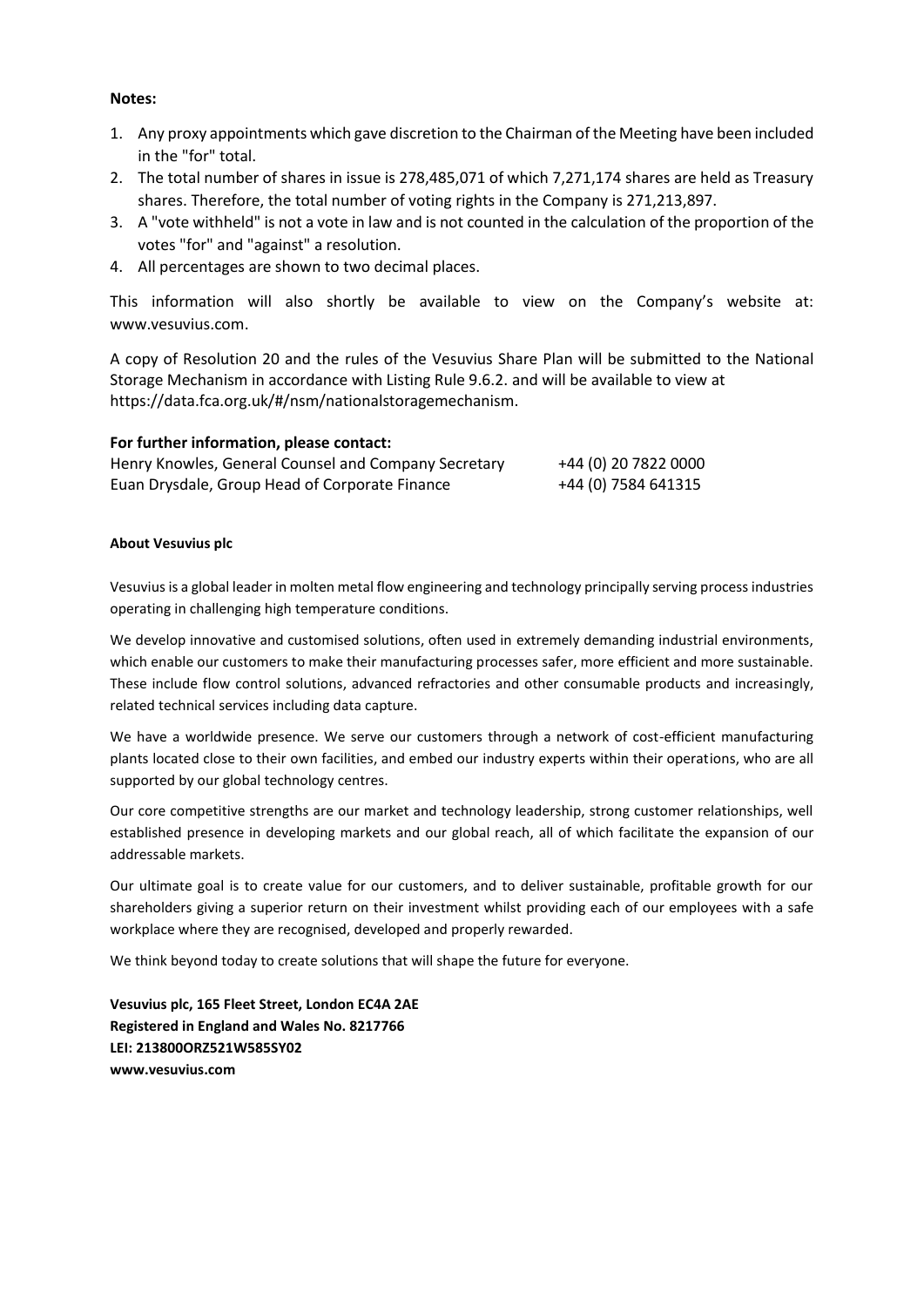**Notes:**

1. Any proxy appointments which gave discretion to the Chairman of the Meeting have been included in the "for" total.
2. The total number of shares in issue is 278,485,071 of which 7,271,174 shares are held as Treasury shares. Therefore, the total number of voting rights in the Company is 271,213,897.
3. A "vote withheld" is not a vote in law and is not counted in the calculation of the proportion of the votes "for" and "against" a resolution.
4. All percentages are shown to two decimal places.

This information will also shortly be available to view on the Company's website at: www.vesuvius.com.

A copy of Resolution 20 and the rules of the Vesuvius Share Plan will be submitted to the National Storage Mechanism in accordance with Listing Rule 9.6.2. and will be available to view at https://data.fca.org.uk/#/nsm/nationalstoragemechanism.

**For further information, please contact:**

| | |
|---|---|
| Henry Knowles, General Counsel and Company Secretary | +44 (0) 20 7822 0000 |
| Euan Drysdale, Group Head of Corporate Finance | +44 (0) 7584 641315 |

**About Vesuvius plc**

Vesuvius is a global leader in molten metal flow engineering and technology principally serving process industries operating in challenging high temperature conditions.

We develop innovative and customised solutions, often used in extremely demanding industrial environments, which enable our customers to make their manufacturing processes safer, more efficient and more sustainable. These include flow control solutions, advanced refractories and other consumable products and increasingly, related technical services including data capture.

We have a worldwide presence. We serve our customers through a network of cost-efficient manufacturing plants located close to their own facilities, and embed our industry experts within their operations, who are all supported by our global technology centres.

Our core competitive strengths are our market and technology leadership, strong customer relationships, well established presence in developing markets and our global reach, all of which facilitate the expansion of our addressable markets.

Our ultimate goal is to create value for our customers, and to deliver sustainable, profitable growth for our shareholders giving a superior return on their investment whilst providing each of our employees with a safe workplace where they are recognised, developed and properly rewarded.

We think beyond today to create solutions that will shape the future for everyone.

**Vesuvius plc, 165 Fleet Street, London EC4A 2AE**
**Registered in England and Wales No. 8217766**
**LEI: 213800ORZ521W585SY02**
**www.vesuvius.com**